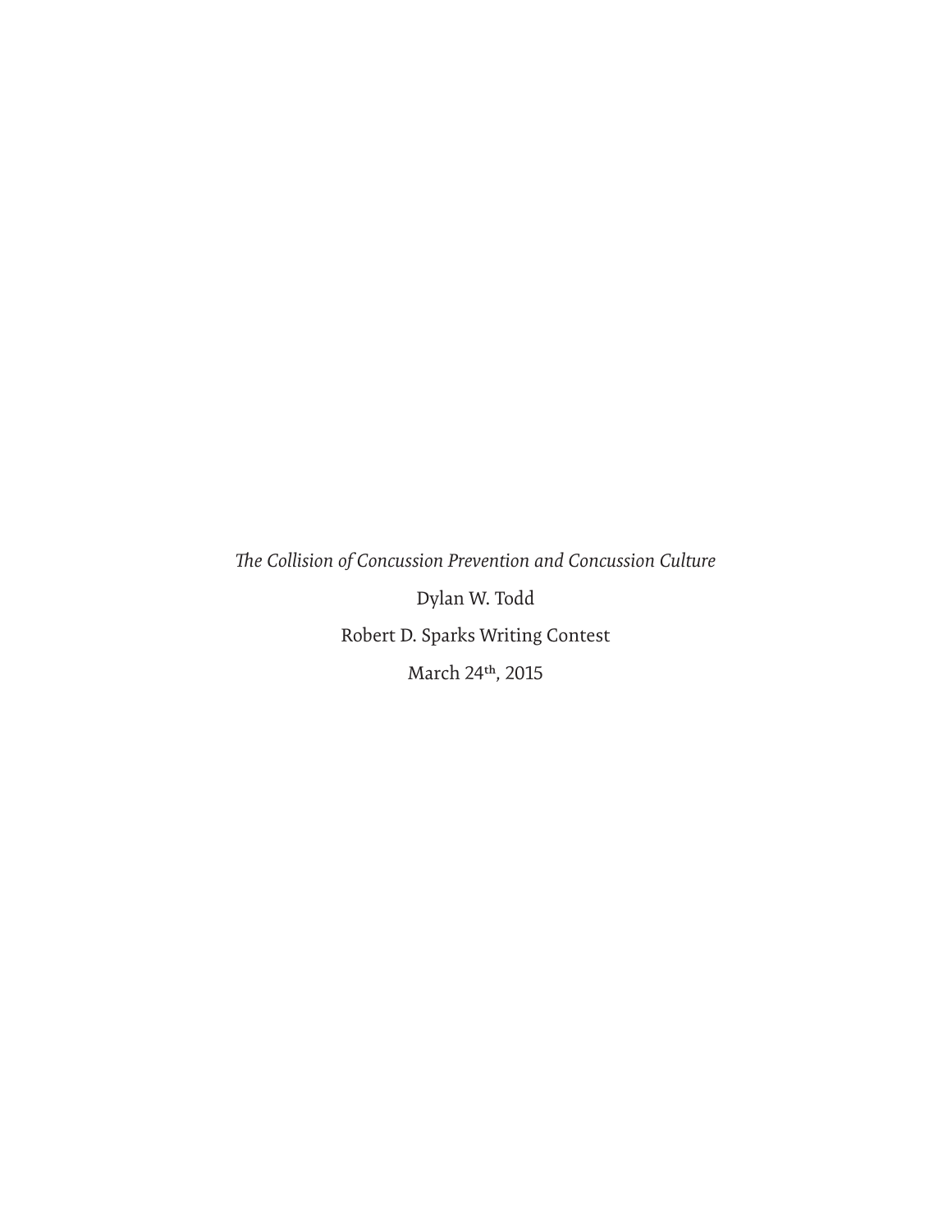*The Collision of Concussion Prevention and Concussion Culture*

Dylan W. Todd

Robert D. Sparks Writing Contest

March 24th, 2015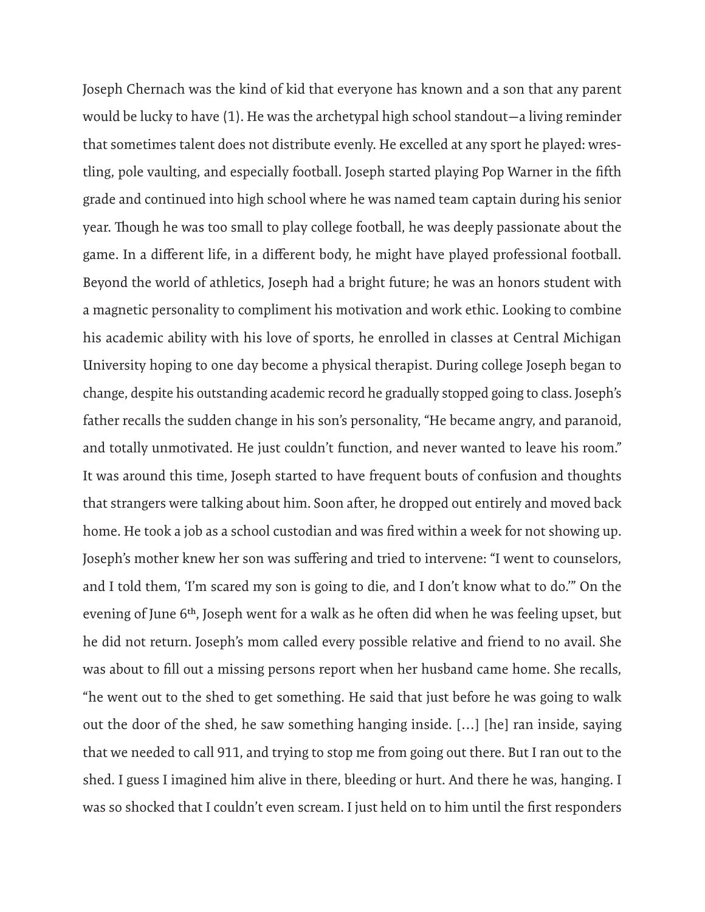Joseph Chernach was the kind of kid that everyone has known and a son that any parent would be lucky to have (1). He was the archetypal high school standout—a living reminder that sometimes talent does not distribute evenly. He excelled at any sport he played: wrestling, pole vaulting, and especially football. Joseph started playing Pop Warner in the fifth grade and continued into high school where he was named team captain during his senior year. Though he was too small to play college football, he was deeply passionate about the game. In a different life, in a different body, he might have played professional football. Beyond the world of athletics, Joseph had a bright future; he was an honors student with a magnetic personality to compliment his motivation and work ethic. Looking to combine his academic ability with his love of sports, he enrolled in classes at Central Michigan University hoping to one day become a physical therapist. During college Joseph began to change, despite his outstanding academic record he gradually stopped going to class. Joseph's father recalls the sudden change in his son's personality, "He became angry, and paranoid, and totally unmotivated. He just couldn't function, and never wanted to leave his room." It was around this time, Joseph started to have frequent bouts of confusion and thoughts that strangers were talking about him. Soon after, he dropped out entirely and moved back home. He took a job as a school custodian and was fired within a week for not showing up. Joseph's mother knew her son was suffering and tried to intervene: "I went to counselors, and I told them, 'I'm scared my son is going to die, and I don't know what to do.'" On the evening of June 6th, Joseph went for a walk as he often did when he was feeling upset, but he did not return. Joseph's mom called every possible relative and friend to no avail. She was about to fill out a missing persons report when her husband came home. She recalls, "he went out to the shed to get something. He said that just before he was going to walk out the door of the shed, he saw something hanging inside. […] [he] ran inside, saying that we needed to call 911, and trying to stop me from going out there. But I ran out to the shed. I guess I imagined him alive in there, bleeding or hurt. And there he was, hanging. I was so shocked that I couldn't even scream. I just held on to him until the first responders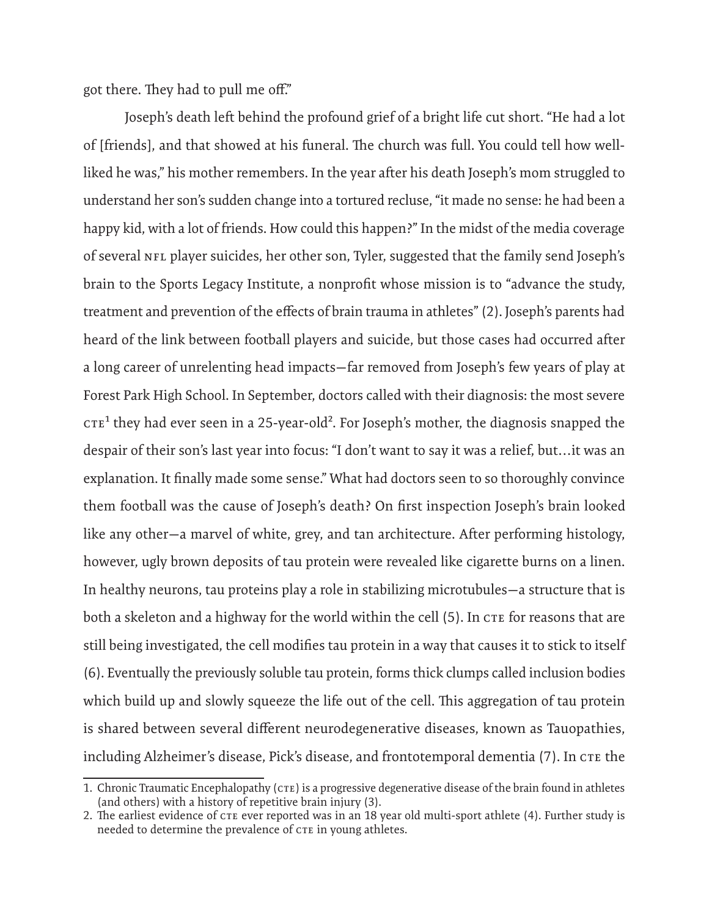got there. They had to pull me off."

Joseph's death left behind the profound grief of a bright life cut short. "He had a lot of [friends], and that showed at his funeral. The church was full. You could tell how well-liked he was," his mother remembers. In the year after his death Joseph's mom struggled to understand her son's sudden change into a tortured recluse, "it made no sense: he had been a happy kid, with a lot of friends. How could this happen?" In the midst of the media coverage of several NFL player suicides, her other son, Tyler, suggested that the family send Joseph's brain to the Sports Legacy Institute, a nonprofit whose mission is to "advance the study, treatment and prevention of the effects of brain trauma in athletes" (2). Joseph's parents had heard of the link between football players and suicide, but those cases had occurred after a long career of unrelenting head impacts—far removed from Joseph's few years of play at Forest Park High School. In September, doctors called with their diagnosis: the most severe CTE[1] they had ever seen in a 25-year-old[2]. For Joseph's mother, the diagnosis snapped the despair of their son's last year into focus: "I don't want to say it was a relief, but…it was an explanation. It finally made some sense." What had doctors seen to so thoroughly convince them football was the cause of Joseph's death? On first inspection Joseph's brain looked like any other—a marvel of white, grey, and tan architecture. After performing histology, however, ugly brown deposits of tau protein were revealed like cigarette burns on a linen. In healthy neurons, tau proteins play a role in stabilizing microtubules—a structure that is both a skeleton and a highway for the world within the cell (5). In CTE for reasons that are still being investigated, the cell modifies tau protein in a way that causes it to stick to itself (6). Eventually the previously soluble tau protein, forms thick clumps called inclusion bodies which build up and slowly squeeze the life out of the cell. This aggregation of tau protein is shared between several different neurodegenerative diseases, known as Tauopathies, including Alzheimer's disease, Pick's disease, and frontotemporal dementia (7). In CTE the

1. Chronic Traumatic Encephalopathy (CTE) is a progressive degenerative disease of the brain found in athletes (and others) with a history of repetitive brain injury (3).
2. The earliest evidence of CTE ever reported was in an 18 year old multi-sport athlete (4). Further study is needed to determine the prevalence of CTE in young athletes.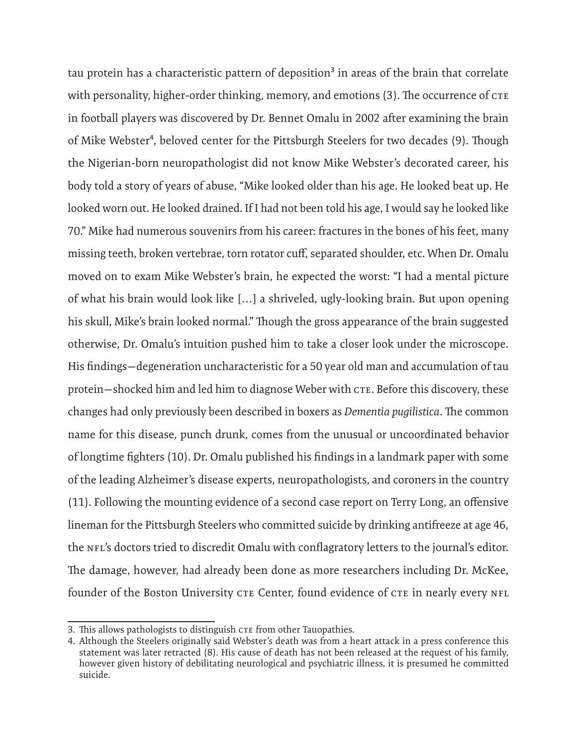tau protein has a characteristic pattern of deposition[3] in areas of the brain that correlate with personality, higher-order thinking, memory, and emotions (3). The occurrence of CTE in football players was discovered by Dr. Bennet Omalu in 2002 after examining the brain of Mike Webster[4], beloved center for the Pittsburgh Steelers for two decades (9). Though the Nigerian-born neuropathologist did not know Mike Webster's decorated career, his body told a story of years of abuse, "Mike looked older than his age. He looked beat up. He looked worn out. He looked drained. If I had not been told his age, I would say he looked like 70." Mike had numerous souvenirs from his career: fractures in the bones of his feet, many missing teeth, broken vertebrae, torn rotator cuff, separated shoulder, etc. When Dr. Omalu moved on to exam Mike Webster's brain, he expected the worst: "I had a mental picture of what his brain would look like [...] a shriveled, ugly-looking brain. But upon opening his skull, Mike's brain looked normal." Though the gross appearance of the brain suggested otherwise, Dr. Omalu's intuition pushed him to take a closer look under the microscope. His findings—degeneration uncharacteristic for a 50 year old man and accumulation of tau protein—shocked him and led him to diagnose Weber with CTE. Before this discovery, these changes had only previously been described in boxers as *Dementia pugilistica*. The common name for this disease, punch drunk, comes from the unusual or uncoordinated behavior of longtime fighters (10). Dr. Omalu published his findings in a landmark paper with some of the leading Alzheimer's disease experts, neuropathologists, and coroners in the country (11). Following the mounting evidence of a second case report on Terry Long, an offensive lineman for the Pittsburgh Steelers who committed suicide by drinking antifreeze at age 46, the NFL's doctors tried to discredit Omalu with conflagratory letters to the journal's editor. The damage, however, had already been done as more researchers including Dr. McKee, founder of the Boston University CTE Center, found evidence of CTE in nearly every NFL

---

3. This allows pathologists to distinguish CTE from other Tauopathies.
4. Although the Steelers originally said Webster's death was from a heart attack in a press conference this statement was later retracted (8). His cause of death has not been released at the request of his family, however given history of debilitating neurological and psychiatric illness, it is presumed he committed suicide.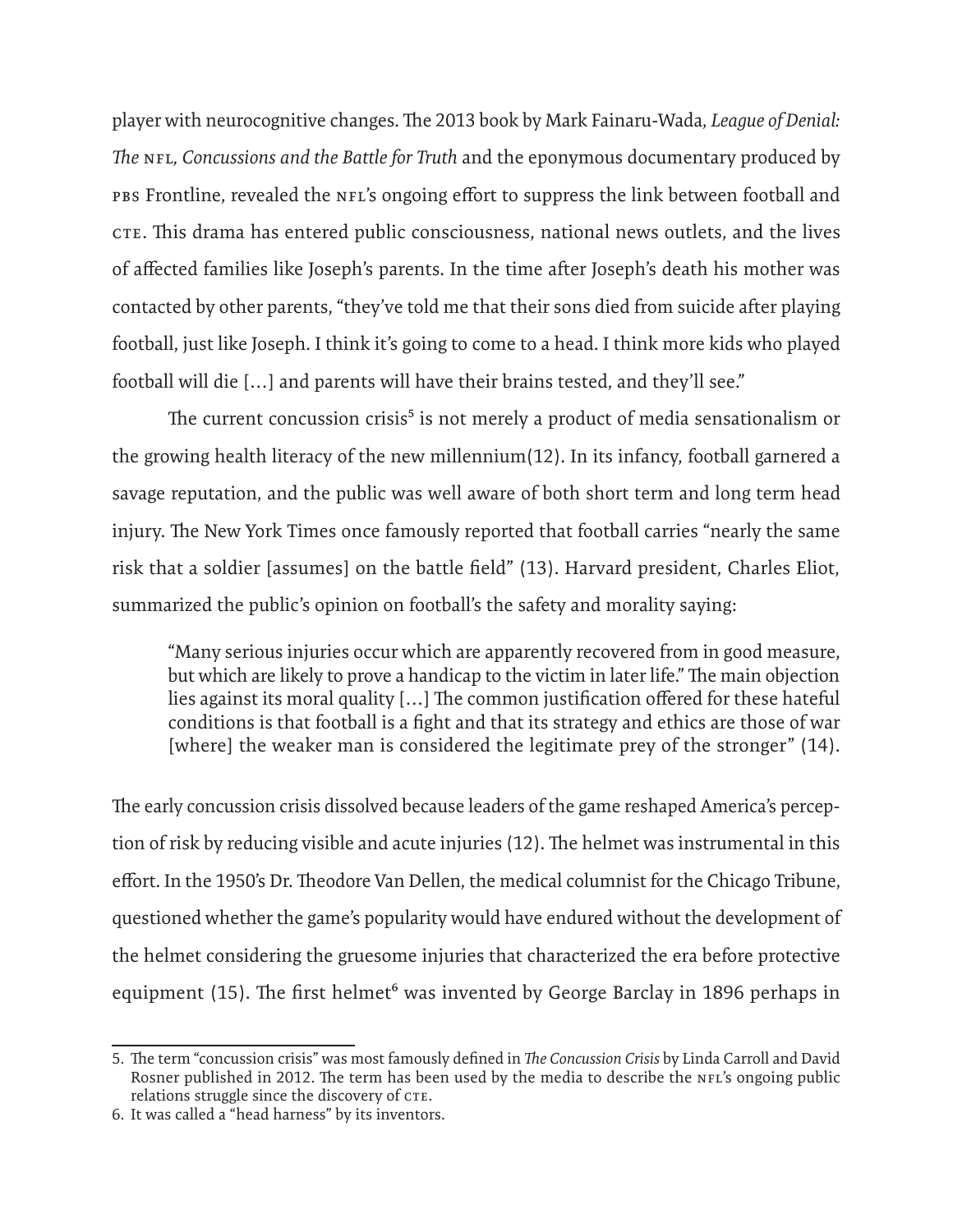player with neurocognitive changes. The 2013 book by Mark Fainaru-Wada, *League of Denial: The NFL, Concussions and the Battle for Truth* and the eponymous documentary produced by PBS Frontline, revealed the NFL's ongoing effort to suppress the link between football and CTE. This drama has entered public consciousness, national news outlets, and the lives of affected families like Joseph's parents. In the time after Joseph's death his mother was contacted by other parents, "they've told me that their sons died from suicide after playing football, just like Joseph. I think it's going to come to a head. I think more kids who played football will die [...] and parents will have their brains tested, and they'll see."

The current concussion crisis[5] is not merely a product of media sensationalism or the growing health literacy of the new millennium(12). In its infancy, football garnered a savage reputation, and the public was well aware of both short term and long term head injury. The New York Times once famously reported that football carries "nearly the same risk that a soldier [assumes] on the battle field" (13). Harvard president, Charles Eliot, summarized the public's opinion on football's the safety and morality saying:

> "Many serious injuries occur which are apparently recovered from in good measure, but which are likely to prove a handicap to the victim in later life." The main objection lies against its moral quality [...] The common justification offered for these hateful conditions is that football is a fight and that its strategy and ethics are those of war [where] the weaker man is considered the legitimate prey of the stronger" (14).

The early concussion crisis dissolved because leaders of the game reshaped America's perception of risk by reducing visible and acute injuries (12). The helmet was instrumental in this effort. In the 1950's Dr. Theodore Van Dellen, the medical columnist for the Chicago Tribune, questioned whether the game's popularity would have endured without the development of the helmet considering the gruesome injuries that characterized the era before protective equipment (15). The first helmet[6] was invented by George Barclay in 1896 perhaps in

5. The term "concussion crisis" was most famously defined in *The Concussion Crisis* by Linda Carroll and David Rosner published in 2012. The term has been used by the media to describe the NFL's ongoing public relations struggle since the discovery of CTE.
6. It was called a "head harness" by its inventors.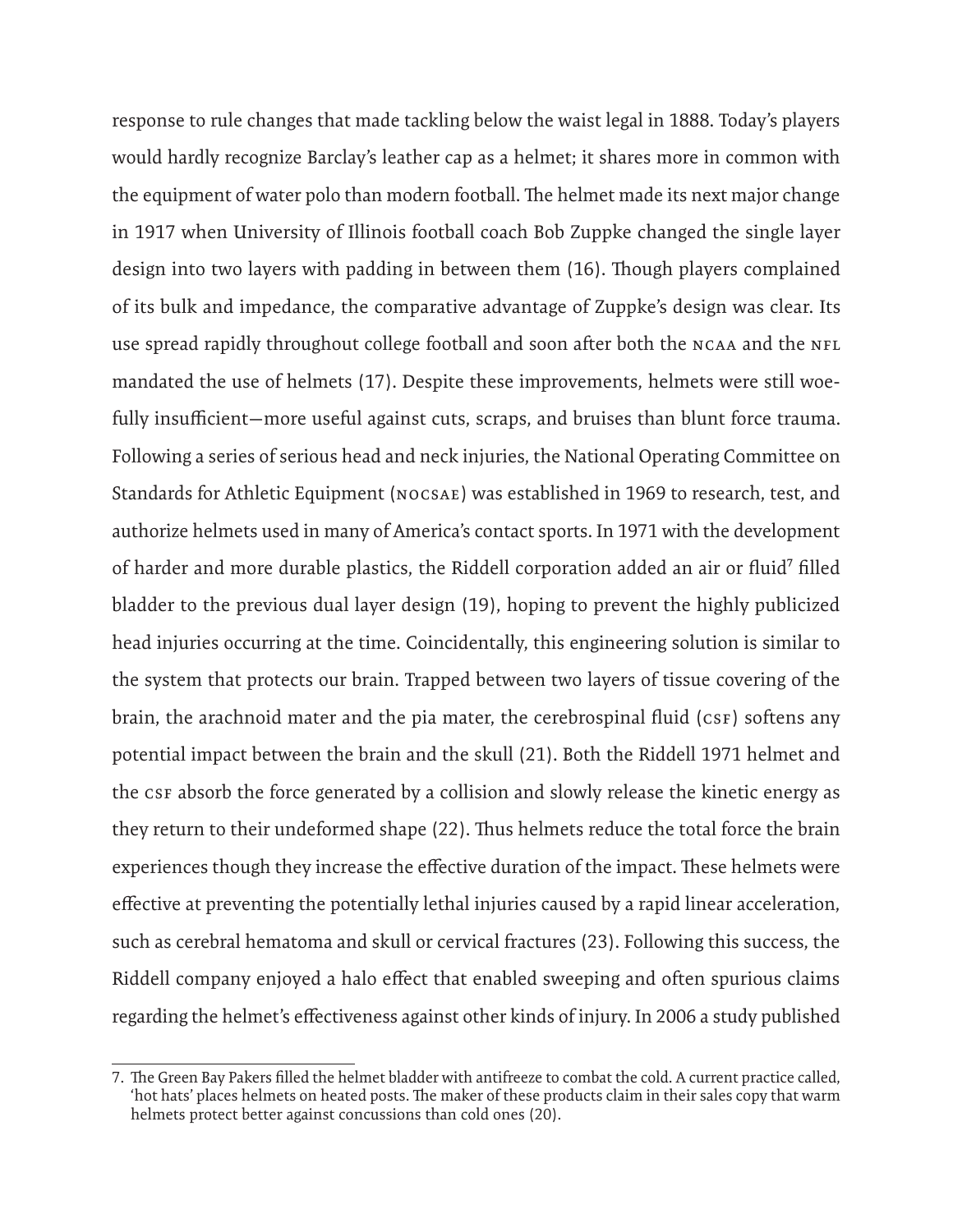response to rule changes that made tackling below the waist legal in 1888. Today's players would hardly recognize Barclay's leather cap as a helmet; it shares more in common with the equipment of water polo than modern football. The helmet made its next major change in 1917 when University of Illinois football coach Bob Zuppke changed the single layer design into two layers with padding in between them (16). Though players complained of its bulk and impedance, the comparative advantage of Zuppke's design was clear. Its use spread rapidly throughout college football and soon after both the NCAA and the NFL mandated the use of helmets (17). Despite these improvements, helmets were still woefully insufficient—more useful against cuts, scraps, and bruises than blunt force trauma. Following a series of serious head and neck injuries, the National Operating Committee on Standards for Athletic Equipment (NOCSAE) was established in 1969 to research, test, and authorize helmets used in many of America's contact sports. In 1971 with the development of harder and more durable plastics, the Riddell corporation added an air or fluid[7] filled bladder to the previous dual layer design (19), hoping to prevent the highly publicized head injuries occurring at the time. Coincidentally, this engineering solution is similar to the system that protects our brain. Trapped between two layers of tissue covering of the brain, the arachnoid mater and the pia mater, the cerebrospinal fluid (CSF) softens any potential impact between the brain and the skull (21). Both the Riddell 1971 helmet and the CSF absorb the force generated by a collision and slowly release the kinetic energy as they return to their undeformed shape (22). Thus helmets reduce the total force the brain experiences though they increase the effective duration of the impact. These helmets were effective at preventing the potentially lethal injuries caused by a rapid linear acceleration, such as cerebral hematoma and skull or cervical fractures (23). Following this success, the Riddell company enjoyed a halo effect that enabled sweeping and often spurious claims regarding the helmet's effectiveness against other kinds of injury. In 2006 a study published

7. The Green Bay Pakers filled the helmet bladder with antifreeze to combat the cold. A current practice called, 'hot hats' places helmets on heated posts. The maker of these products claim in their sales copy that warm helmets protect better against concussions than cold ones (20).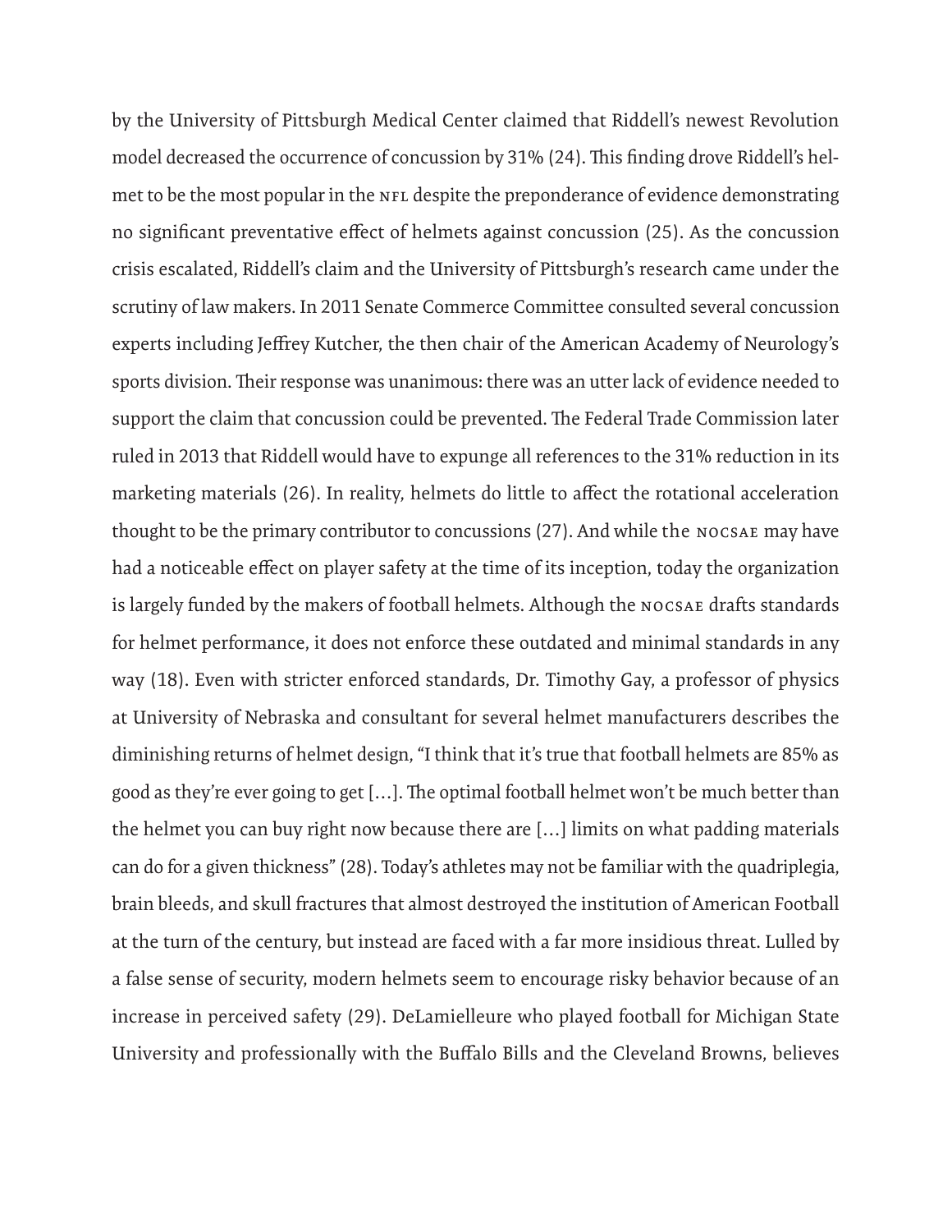by the University of Pittsburgh Medical Center claimed that Riddell's newest Revolution model decreased the occurrence of concussion by 31% (24). This finding drove Riddell's helmet to be the most popular in the NFL despite the preponderance of evidence demonstrating no significant preventative effect of helmets against concussion (25). As the concussion crisis escalated, Riddell's claim and the University of Pittsburgh's research came under the scrutiny of law makers. In 2011 Senate Commerce Committee consulted several concussion experts including Jeffrey Kutcher, the then chair of the American Academy of Neurology's sports division. Their response was unanimous: there was an utter lack of evidence needed to support the claim that concussion could be prevented. The Federal Trade Commission later ruled in 2013 that Riddell would have to expunge all references to the 31% reduction in its marketing materials (26). In reality, helmets do little to affect the rotational acceleration thought to be the primary contributor to concussions (27). And while the NOCSAE may have had a noticeable effect on player safety at the time of its inception, today the organization is largely funded by the makers of football helmets. Although the NOCSAE drafts standards for helmet performance, it does not enforce these outdated and minimal standards in any way (18). Even with stricter enforced standards, Dr. Timothy Gay, a professor of physics at University of Nebraska and consultant for several helmet manufacturers describes the diminishing returns of helmet design, "I think that it's true that football helmets are 85% as good as they're ever going to get […]. The optimal football helmet won't be much better than the helmet you can buy right now because there are […] limits on what padding materials can do for a given thickness" (28). Today's athletes may not be familiar with the quadriplegia, brain bleeds, and skull fractures that almost destroyed the institution of American Football at the turn of the century, but instead are faced with a far more insidious threat. Lulled by a false sense of security, modern helmets seem to encourage risky behavior because of an increase in perceived safety (29). DeLamielleure who played football for Michigan State University and professionally with the Buffalo Bills and the Cleveland Browns, believes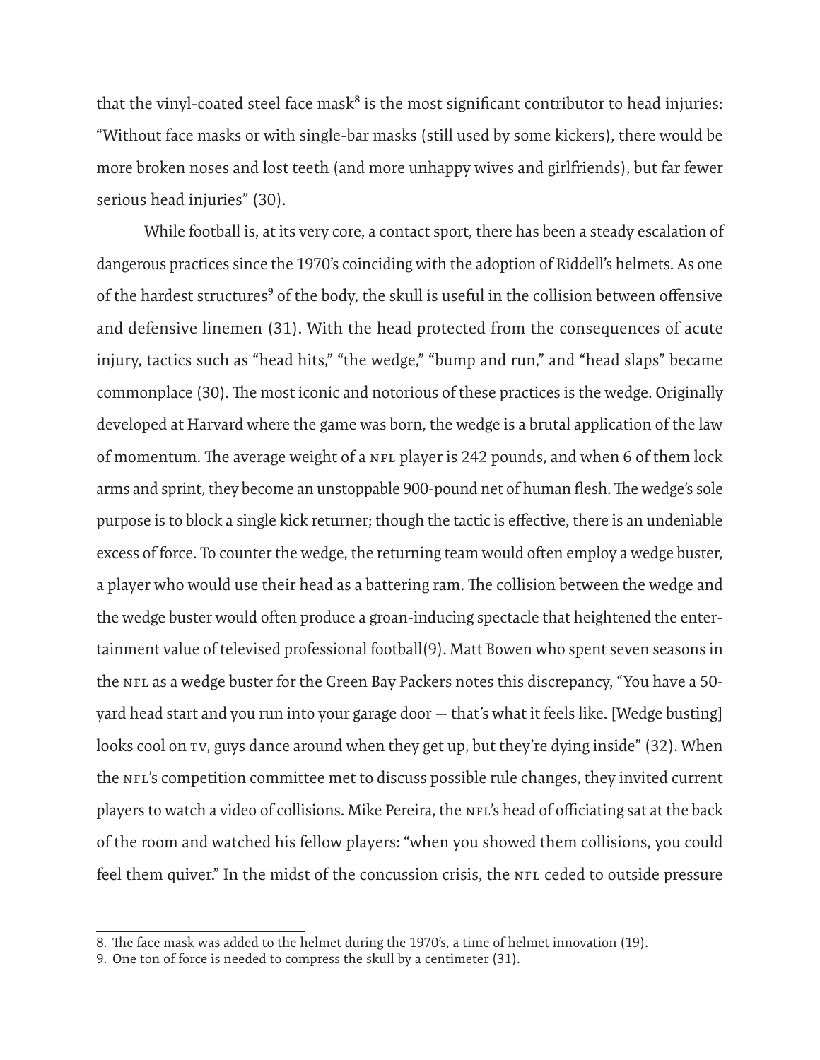that the vinyl-coated steel face mask[8] is the most significant contributor to head injuries: "Without face masks or with single-bar masks (still used by some kickers), there would be more broken noses and lost teeth (and more unhappy wives and girlfriends), but far fewer serious head injuries" (30).

While football is, at its very core, a contact sport, there has been a steady escalation of dangerous practices since the 1970's coinciding with the adoption of Riddell's helmets. As one of the hardest structures[9] of the body, the skull is useful in the collision between offensive and defensive linemen (31). With the head protected from the consequences of acute injury, tactics such as "head hits," "the wedge," "bump and run," and "head slaps" became commonplace (30). The most iconic and notorious of these practices is the wedge. Originally developed at Harvard where the game was born, the wedge is a brutal application of the law of momentum. The average weight of a NFL player is 242 pounds, and when 6 of them lock arms and sprint, they become an unstoppable 900-pound net of human flesh. The wedge's sole purpose is to block a single kick returner; though the tactic is effective, there is an undeniable excess of force. To counter the wedge, the returning team would often employ a wedge buster, a player who would use their head as a battering ram. The collision between the wedge and the wedge buster would often produce a groan-inducing spectacle that heightened the entertainment value of televised professional football(9). Matt Bowen who spent seven seasons in the NFL as a wedge buster for the Green Bay Packers notes this discrepancy, "You have a 50-yard head start and you run into your garage door — that's what it feels like. [Wedge busting] looks cool on TV, guys dance around when they get up, but they're dying inside" (32). When the NFL's competition committee met to discuss possible rule changes, they invited current players to watch a video of collisions. Mike Pereira, the NFL's head of officiating sat at the back of the room and watched his fellow players: "when you showed them collisions, you could feel them quiver." In the midst of the concussion crisis, the NFL ceded to outside pressure

8. The face mask was added to the helmet during the 1970's, a time of helmet innovation (19).
9. One ton of force is needed to compress the skull by a centimeter (31).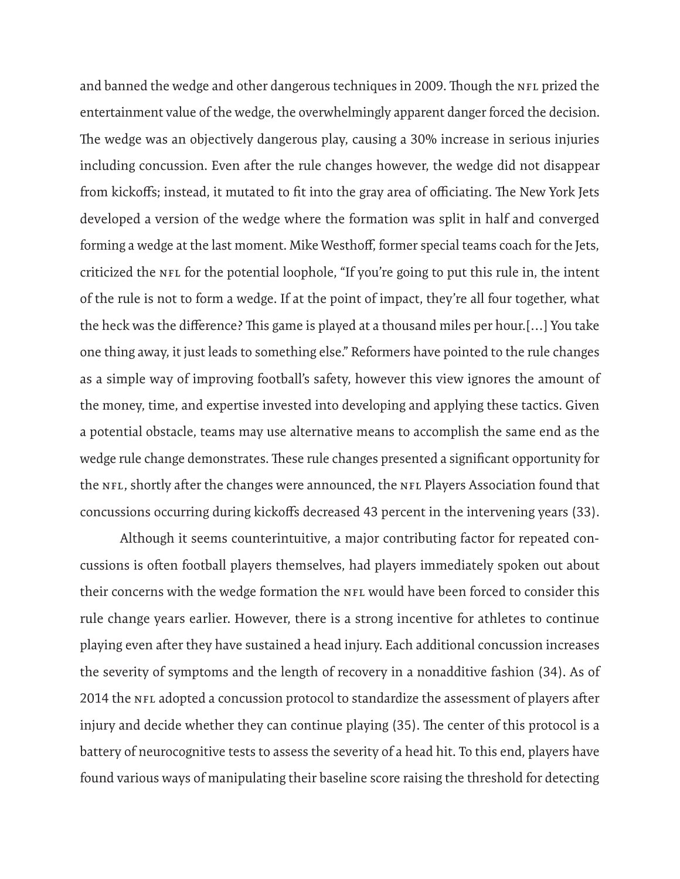and banned the wedge and other dangerous techniques in 2009. Though the NFL prized the entertainment value of the wedge, the overwhelmingly apparent danger forced the decision. The wedge was an objectively dangerous play, causing a 30% increase in serious injuries including concussion. Even after the rule changes however, the wedge did not disappear from kickoffs; instead, it mutated to fit into the gray area of officiating. The New York Jets developed a version of the wedge where the formation was split in half and converged forming a wedge at the last moment. Mike Westhoff, former special teams coach for the Jets, criticized the NFL for the potential loophole, "If you're going to put this rule in, the intent of the rule is not to form a wedge. If at the point of impact, they're all four together, what the heck was the difference? This game is played at a thousand miles per hour.[…] You take one thing away, it just leads to something else." Reformers have pointed to the rule changes as a simple way of improving football's safety, however this view ignores the amount of the money, time, and expertise invested into developing and applying these tactics. Given a potential obstacle, teams may use alternative means to accomplish the same end as the wedge rule change demonstrates. These rule changes presented a significant opportunity for the NFL, shortly after the changes were announced, the NFL Players Association found that concussions occurring during kickoffs decreased 43 percent in the intervening years (33).

Although it seems counterintuitive, a major contributing factor for repeated concussions is often football players themselves, had players immediately spoken out about their concerns with the wedge formation the NFL would have been forced to consider this rule change years earlier. However, there is a strong incentive for athletes to continue playing even after they have sustained a head injury. Each additional concussion increases the severity of symptoms and the length of recovery in a nonadditive fashion (34). As of 2014 the NFL adopted a concussion protocol to standardize the assessment of players after injury and decide whether they can continue playing (35). The center of this protocol is a battery of neurocognitive tests to assess the severity of a head hit. To this end, players have found various ways of manipulating their baseline score raising the threshold for detecting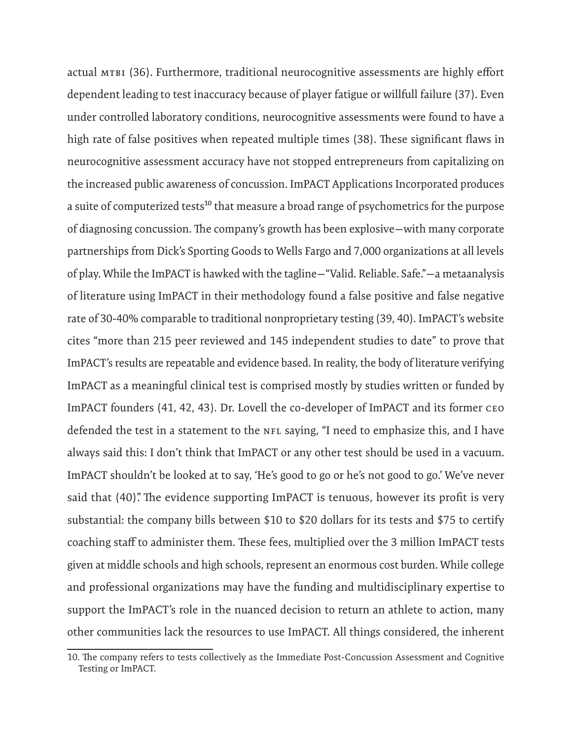actual MTBI (36). Furthermore, traditional neurocognitive assessments are highly effort dependent leading to test inaccuracy because of player fatigue or willfull failure (37). Even under controlled laboratory conditions, neurocognitive assessments were found to have a high rate of false positives when repeated multiple times (38). These significant flaws in neurocognitive assessment accuracy have not stopped entrepreneurs from capitalizing on the increased public awareness of concussion. ImPACT Applications Incorporated produces a suite of computerized tests[10] that measure a broad range of psychometrics for the purpose of diagnosing concussion. The company's growth has been explosive—with many corporate partnerships from Dick's Sporting Goods to Wells Fargo and 7,000 organizations at all levels of play. While the ImPACT is hawked with the tagline—"Valid. Reliable. Safe."—a metaanalysis of literature using ImPACT in their methodology found a false positive and false negative rate of 30-40% comparable to traditional nonproprietary testing (39, 40). ImPACT's website cites "more than 215 peer reviewed and 145 independent studies to date" to prove that ImPACT's results are repeatable and evidence based. In reality, the body of literature verifying ImPACT as a meaningful clinical test is comprised mostly by studies written or funded by ImPACT founders (41, 42, 43). Dr. Lovell the co-developer of ImPACT and its former CEO defended the test in a statement to the NFL saying, "I need to emphasize this, and I have always said this: I don't think that ImPACT or any other test should be used in a vacuum. ImPACT shouldn't be looked at to say, 'He's good to go or he's not good to go.' We've never said that (40)". The evidence supporting ImPACT is tenuous, however its profit is very substantial: the company bills between \$10 to \$20 dollars for its tests and \$75 to certify coaching staff to administer them. These fees, multiplied over the 3 million ImPACT tests given at middle schools and high schools, represent an enormous cost burden. While college and professional organizations may have the funding and multidisciplinary expertise to support the ImPACT's role in the nuanced decision to return an athlete to action, many other communities lack the resources to use ImPACT. All things considered, the inherent

---

10. The company refers to tests collectively as the Immediate Post-Concussion Assessment and Cognitive Testing or ImPACT.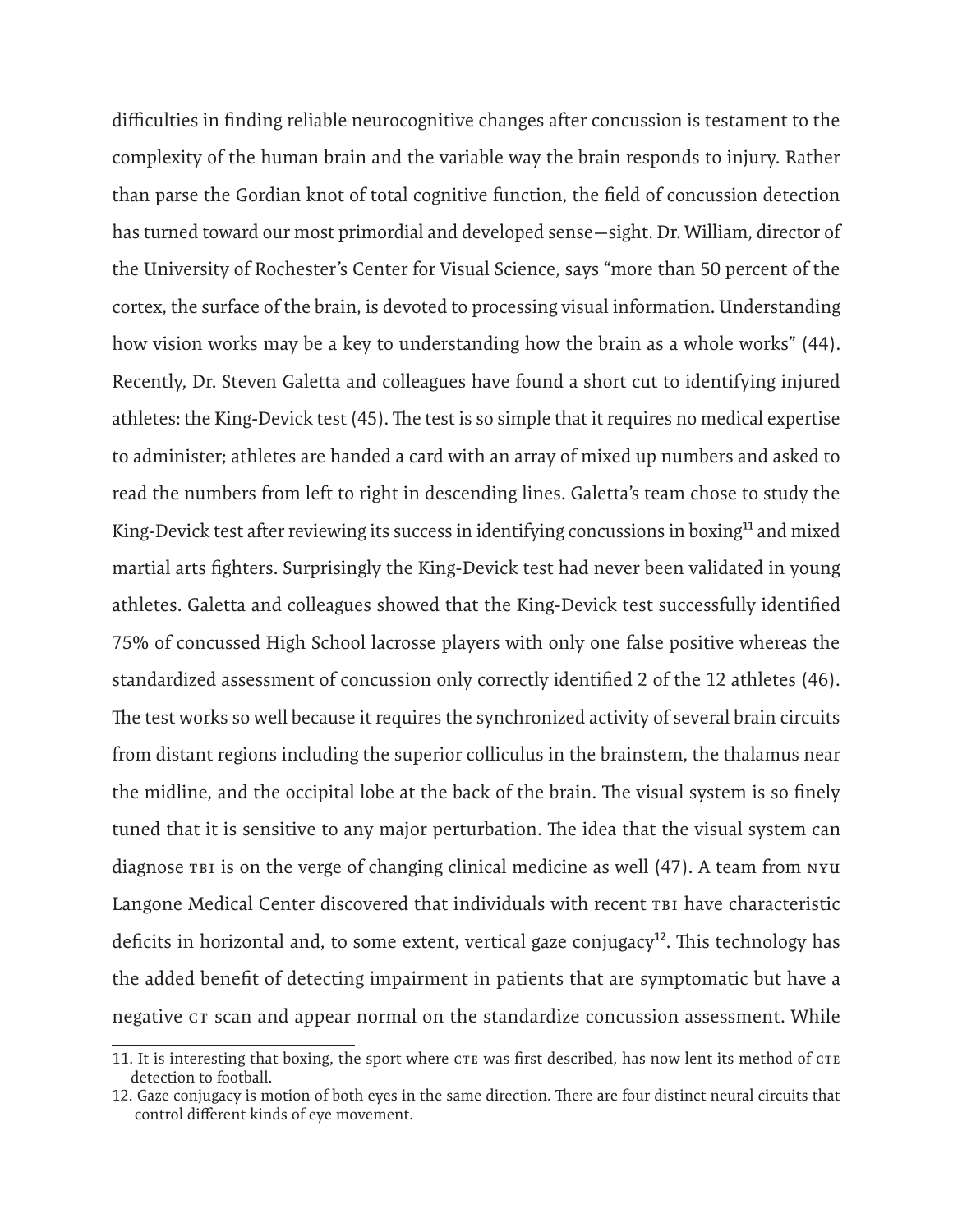difficulties in finding reliable neurocognitive changes after concussion is testament to the complexity of the human brain and the variable way the brain responds to injury. Rather than parse the Gordian knot of total cognitive function, the field of concussion detection has turned toward our most primordial and developed sense—sight. Dr. William, director of the University of Rochester's Center for Visual Science, says "more than 50 percent of the cortex, the surface of the brain, is devoted to processing visual information. Understanding how vision works may be a key to understanding how the brain as a whole works" (44). Recently, Dr. Steven Galetta and colleagues have found a short cut to identifying injured athletes: the King-Devick test (45). The test is so simple that it requires no medical expertise to administer; athletes are handed a card with an array of mixed up numbers and asked to read the numbers from left to right in descending lines. Galetta's team chose to study the King-Devick test after reviewing its success in identifying concussions in boxing[11] and mixed martial arts fighters. Surprisingly the King-Devick test had never been validated in young athletes. Galetta and colleagues showed that the King-Devick test successfully identified 75% of concussed High School lacrosse players with only one false positive whereas the standardized assessment of concussion only correctly identified 2 of the 12 athletes (46). The test works so well because it requires the synchronized activity of several brain circuits from distant regions including the superior colliculus in the brainstem, the thalamus near the midline, and the occipital lobe at the back of the brain. The visual system is so finely tuned that it is sensitive to any major perturbation. The idea that the visual system can diagnose TBI is on the verge of changing clinical medicine as well (47). A team from NYU Langone Medical Center discovered that individuals with recent TBI have characteristic deficits in horizontal and, to some extent, vertical gaze conjugacy[12]. This technology has the added benefit of detecting impairment in patients that are symptomatic but have a negative CT scan and appear normal on the standardize concussion assessment. While

---

11. It is interesting that boxing, the sport where CTE was first described, has now lent its method of CTE detection to football.

12. Gaze conjugacy is motion of both eyes in the same direction. There are four distinct neural circuits that control different kinds of eye movement.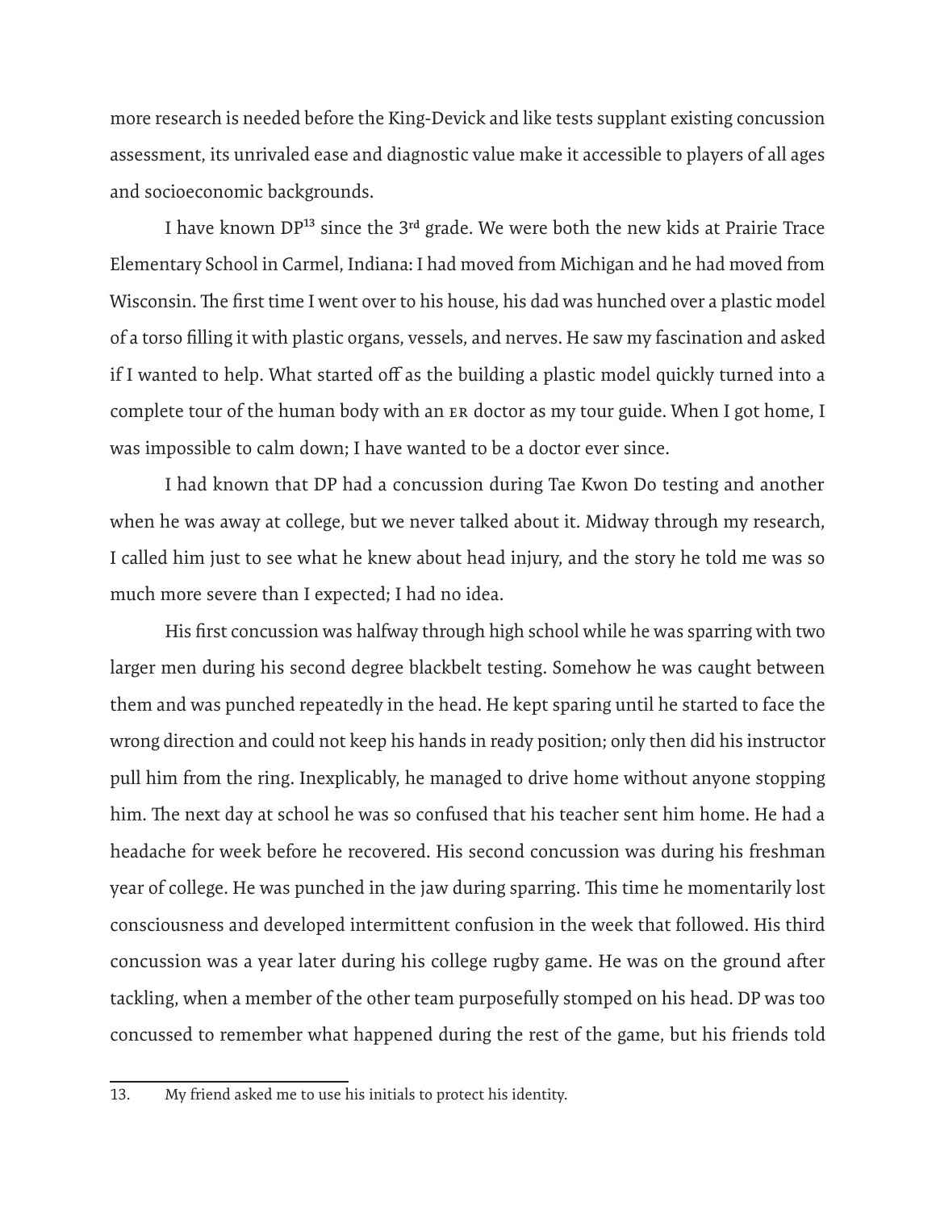more research is needed before the King-Devick and like tests supplant existing concussion assessment, its unrivaled ease and diagnostic value make it accessible to players of all ages and socioeconomic backgrounds.

I have known DP[13] since the 3rd grade. We were both the new kids at Prairie Trace Elementary School in Carmel, Indiana: I had moved from Michigan and he had moved from Wisconsin. The first time I went over to his house, his dad was hunched over a plastic model of a torso filling it with plastic organs, vessels, and nerves. He saw my fascination and asked if I wanted to help. What started off as the building a plastic model quickly turned into a complete tour of the human body with an ER doctor as my tour guide. When I got home, I was impossible to calm down; I have wanted to be a doctor ever since.

I had known that DP had a concussion during Tae Kwon Do testing and another when he was away at college, but we never talked about it. Midway through my research, I called him just to see what he knew about head injury, and the story he told me was so much more severe than I expected; I had no idea.

His first concussion was halfway through high school while he was sparring with two larger men during his second degree blackbelt testing. Somehow he was caught between them and was punched repeatedly in the head. He kept sparing until he started to face the wrong direction and could not keep his hands in ready position; only then did his instructor pull him from the ring. Inexplicably, he managed to drive home without anyone stopping him. The next day at school he was so confused that his teacher sent him home. He had a headache for week before he recovered. His second concussion was during his freshman year of college. He was punched in the jaw during sparring. This time he momentarily lost consciousness and developed intermittent confusion in the week that followed. His third concussion was a year later during his college rugby game. He was on the ground after tackling, when a member of the other team purposefully stomped on his head. DP was too concussed to remember what happened during the rest of the game, but his friends told

13. My friend asked me to use his initials to protect his identity.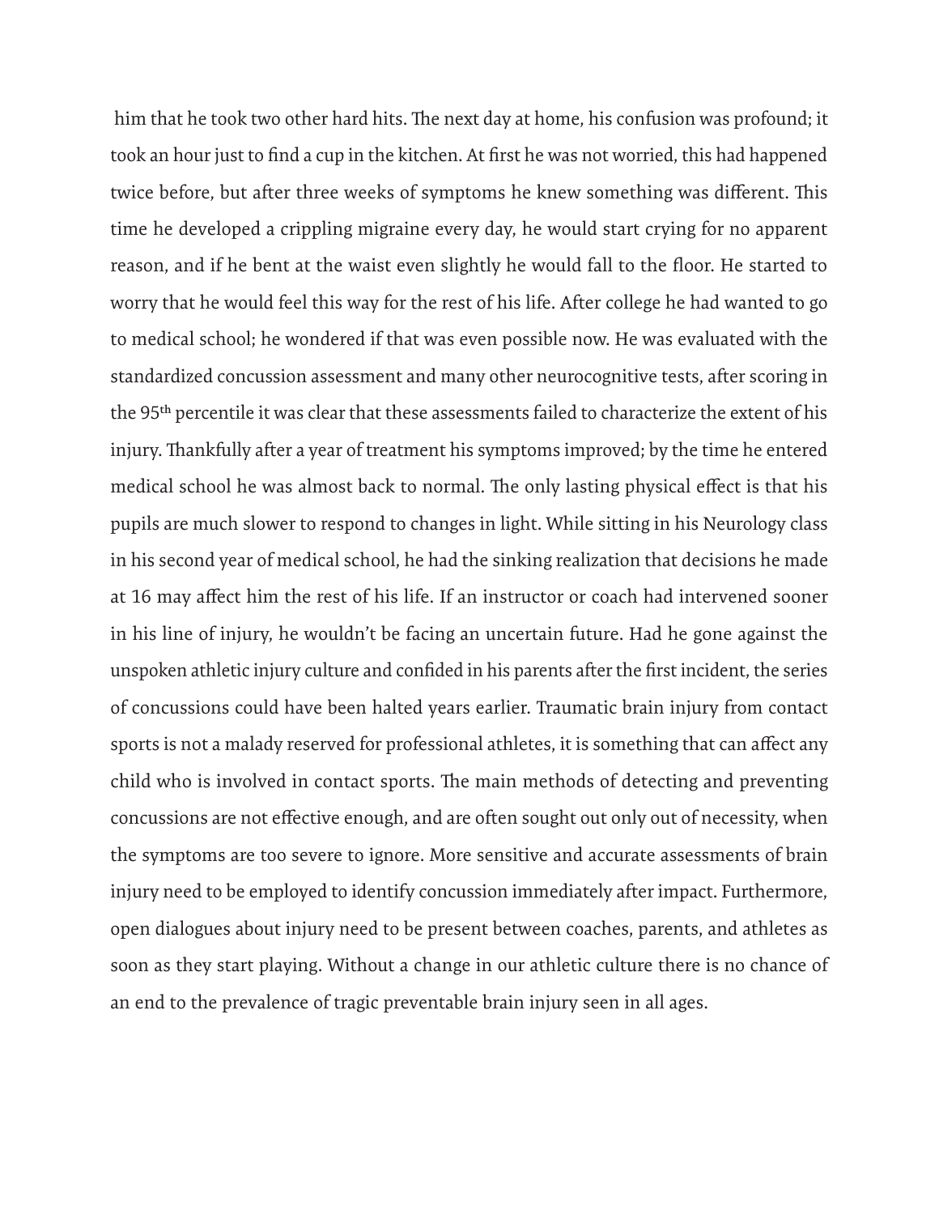him that he took two other hard hits. The next day at home, his confusion was profound; it took an hour just to find a cup in the kitchen. At first he was not worried, this had happened twice before, but after three weeks of symptoms he knew something was different. This time he developed a crippling migraine every day, he would start crying for no apparent reason, and if he bent at the waist even slightly he would fall to the floor. He started to worry that he would feel this way for the rest of his life. After college he had wanted to go to medical school; he wondered if that was even possible now. He was evaluated with the standardized concussion assessment and many other neurocognitive tests, after scoring in the 95th percentile it was clear that these assessments failed to characterize the extent of his injury. Thankfully after a year of treatment his symptoms improved; by the time he entered medical school he was almost back to normal. The only lasting physical effect is that his pupils are much slower to respond to changes in light. While sitting in his Neurology class in his second year of medical school, he had the sinking realization that decisions he made at 16 may affect him the rest of his life. If an instructor or coach had intervened sooner in his line of injury, he wouldn't be facing an uncertain future. Had he gone against the unspoken athletic injury culture and confided in his parents after the first incident, the series of concussions could have been halted years earlier. Traumatic brain injury from contact sports is not a malady reserved for professional athletes, it is something that can affect any child who is involved in contact sports. The main methods of detecting and preventing concussions are not effective enough, and are often sought out only out of necessity, when the symptoms are too severe to ignore. More sensitive and accurate assessments of brain injury need to be employed to identify concussion immediately after impact. Furthermore, open dialogues about injury need to be present between coaches, parents, and athletes as soon as they start playing. Without a change in our athletic culture there is no chance of an end to the prevalence of tragic preventable brain injury seen in all ages.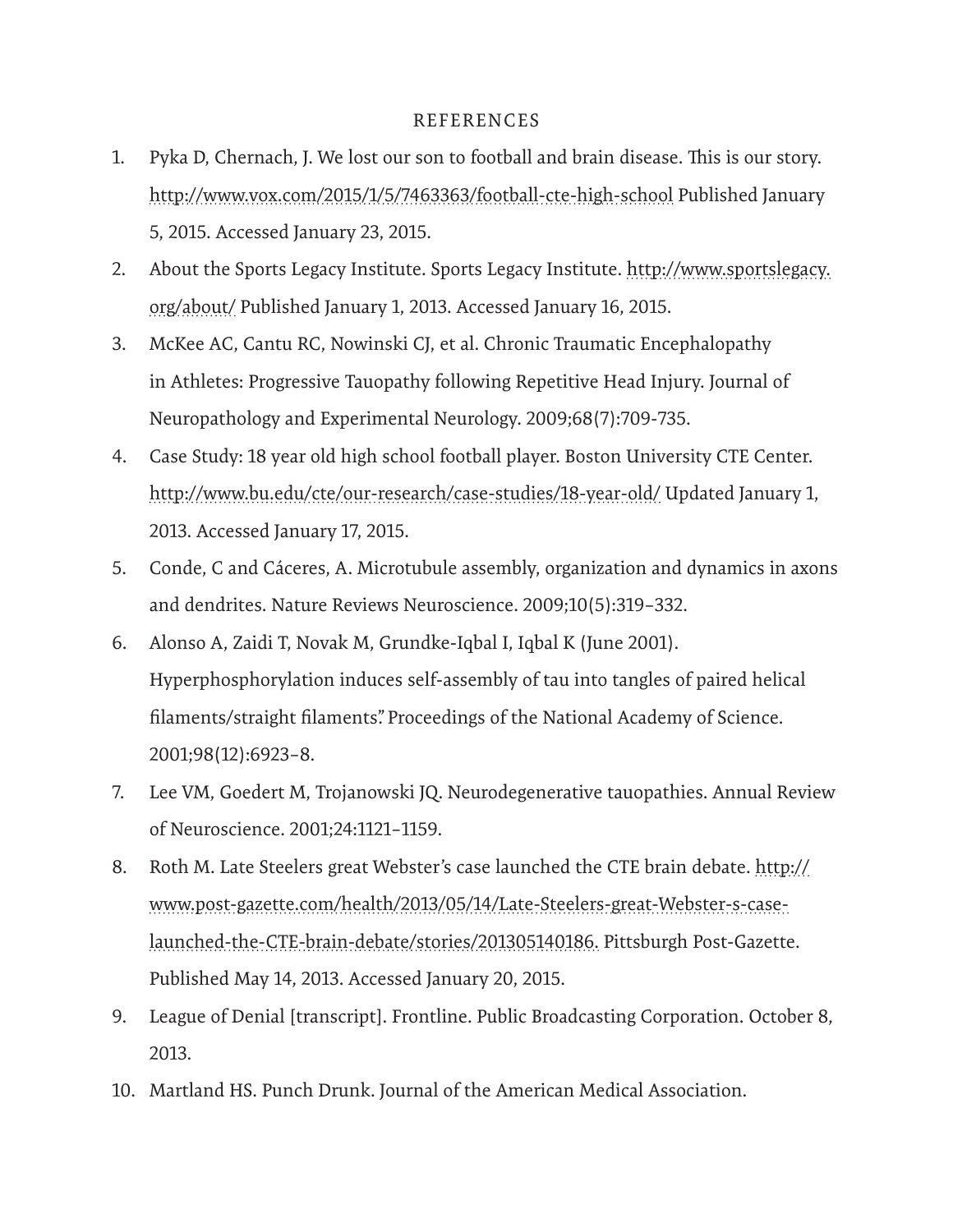## REFERENCES

1. Pyka D, Chernach, J. We lost our son to football and brain disease. This is our story. http://www.vox.com/2015/1/5/7463363/football-cte-high-school Published January 5, 2015. Accessed January 23, 2015.
2. About the Sports Legacy Institute. Sports Legacy Institute. http://www.sportslegacy.org/about/ Published January 1, 2013. Accessed January 16, 2015.
3. McKee AC, Cantu RC, Nowinski CJ, et al. Chronic Traumatic Encephalopathy in Athletes: Progressive Tauopathy following Repetitive Head Injury. Journal of Neuropathology and Experimental Neurology. 2009;68(7):709-735.
4. Case Study: 18 year old high school football player. Boston University CTE Center. http://www.bu.edu/cte/our-research/case-studies/18-year-old/ Updated January 1, 2013. Accessed January 17, 2015.
5. Conde, C and Cáceres, A. Microtubule assembly, organization and dynamics in axons and dendrites. Nature Reviews Neuroscience. 2009;10(5):319–332.
6. Alonso A, Zaidi T, Novak M, Grundke-Iqbal I, Iqbal K (June 2001). Hyperphosphorylation induces self-assembly of tau into tangles of paired helical filaments/straight filaments." Proceedings of the National Academy of Science. 2001;98(12):6923–8.
7. Lee VM, Goedert M, Trojanowski JQ. Neurodegenerative tauopathies. Annual Review of Neuroscience. 2001;24:1121–1159.
8. Roth M. Late Steelers great Webster's case launched the CTE brain debate. http://www.post-gazette.com/health/2013/05/14/Late-Steelers-great-Webster-s-case-launched-the-CTE-brain-debate/stories/201305140186. Pittsburgh Post-Gazette. Published May 14, 2013. Accessed January 20, 2015.
9. League of Denial [transcript]. Frontline. Public Broadcasting Corporation. October 8, 2013.
10. Martland HS. Punch Drunk. Journal of the American Medical Association.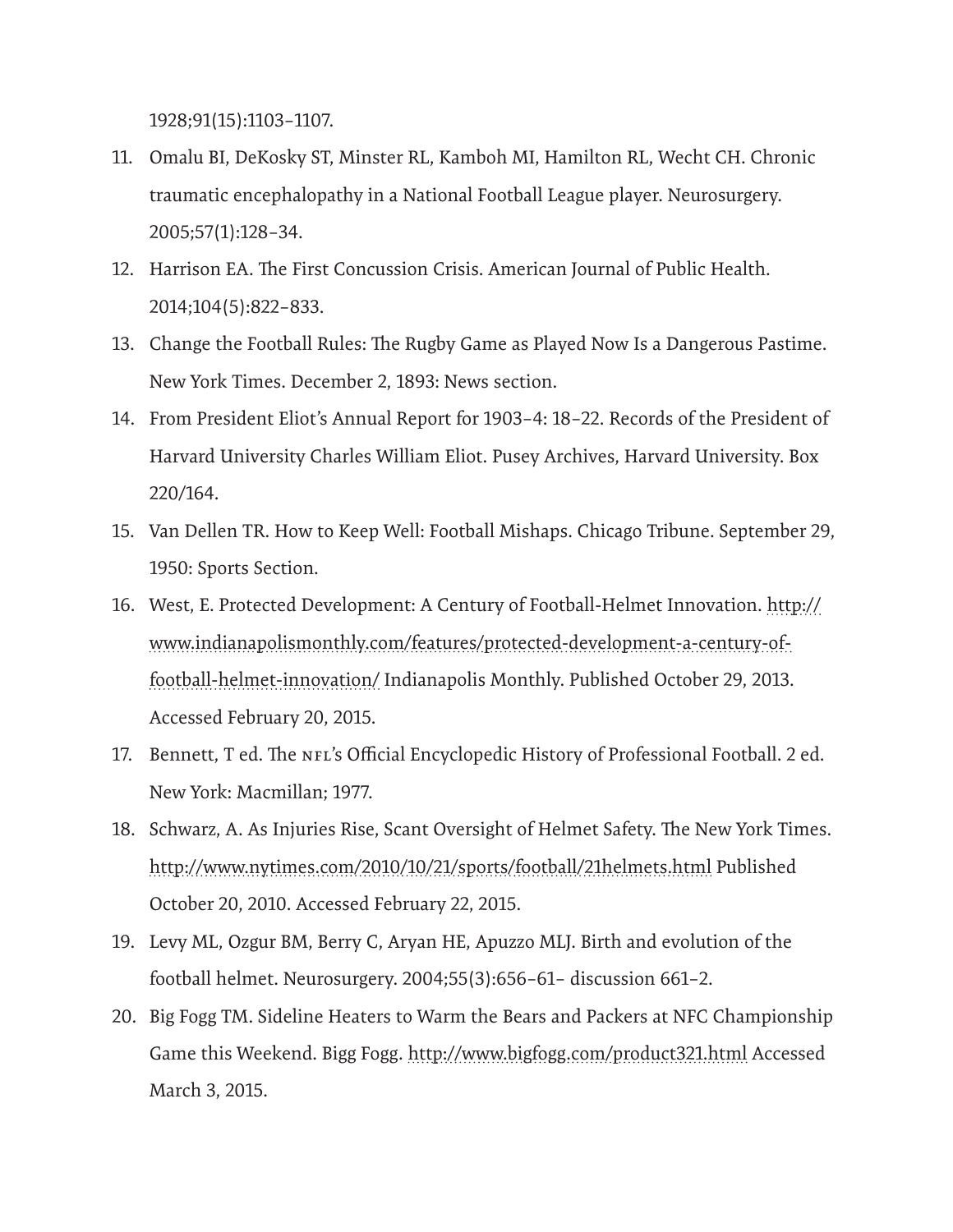1928;91(15):1103–1107.

11. Omalu BI, DeKosky ST, Minster RL, Kamboh MI, Hamilton RL, Wecht CH. Chronic traumatic encephalopathy in a National Football League player. Neurosurgery. 2005;57(1):128–34.
12. Harrison EA. The First Concussion Crisis. American Journal of Public Health. 2014;104(5):822–833.
13. Change the Football Rules: The Rugby Game as Played Now Is a Dangerous Pastime. New York Times. December 2, 1893: News section.
14. From President Eliot's Annual Report for 1903–4: 18–22. Records of the President of Harvard University Charles William Eliot. Pusey Archives, Harvard University. Box 220/164.
15. Van Dellen TR. How to Keep Well: Football Mishaps. Chicago Tribune. September 29, 1950: Sports Section.
16. West, E. Protected Development: A Century of Football-Helmet Innovation. http://www.indianapolismonthly.com/features/protected-development-a-century-of-football-helmet-innovation/ Indianapolis Monthly. Published October 29, 2013. Accessed February 20, 2015.
17. Bennett, T ed. The NFL's Official Encyclopedic History of Professional Football. 2 ed. New York: Macmillan; 1977.
18. Schwarz, A. As Injuries Rise, Scant Oversight of Helmet Safety. The New York Times. http://www.nytimes.com/2010/10/21/sports/football/21helmets.html Published October 20, 2010. Accessed February 22, 2015.
19. Levy ML, Ozgur BM, Berry C, Aryan HE, Apuzzo MLJ. Birth and evolution of the football helmet. Neurosurgery. 2004;55(3):656–61– discussion 661–2.
20. Big Fogg TM. Sideline Heaters to Warm the Bears and Packers at NFC Championship Game this Weekend. Bigg Fogg. http://www.bigfogg.com/product321.html Accessed March 3, 2015.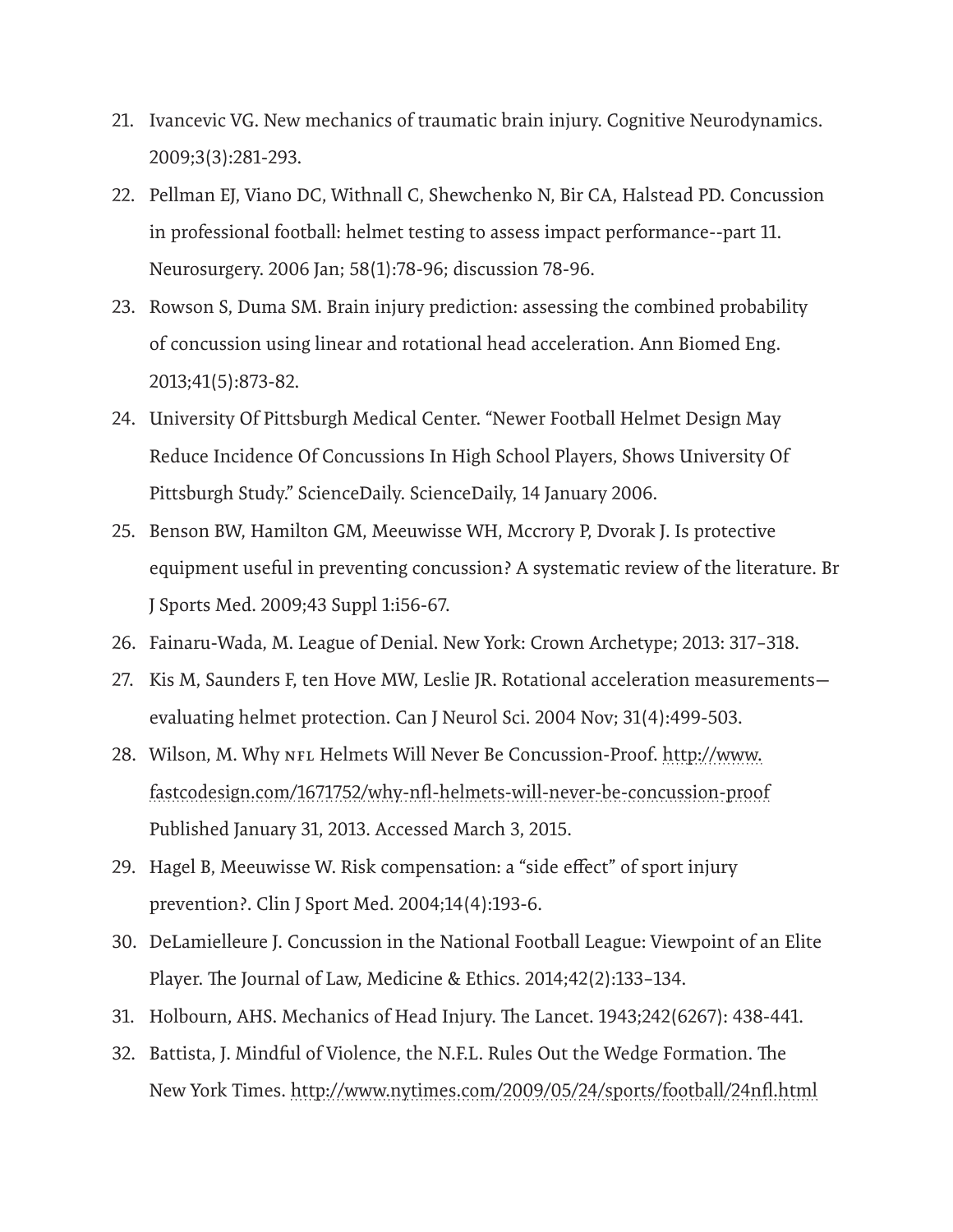21. Ivancevic VG. New mechanics of traumatic brain injury. Cognitive Neurodynamics. 2009;3(3):281-293.
22. Pellman EJ, Viano DC, Withnall C, Shewchenko N, Bir CA, Halstead PD. Concussion in professional football: helmet testing to assess impact performance--part 11. Neurosurgery. 2006 Jan; 58(1):78-96; discussion 78-96.
23. Rowson S, Duma SM. Brain injury prediction: assessing the combined probability of concussion using linear and rotational head acceleration. Ann Biomed Eng. 2013;41(5):873-82.
24. University Of Pittsburgh Medical Center. "Newer Football Helmet Design May Reduce Incidence Of Concussions In High School Players, Shows University Of Pittsburgh Study." ScienceDaily. ScienceDaily, 14 January 2006.
25. Benson BW, Hamilton GM, Meeuwisse WH, Mccrory P, Dvorak J. Is protective equipment useful in preventing concussion? A systematic review of the literature. Br J Sports Med. 2009;43 Suppl 1:i56-67.
26. Fainaru-Wada, M. League of Denial. New York: Crown Archetype; 2013: 317–318.
27. Kis M, Saunders F, ten Hove MW, Leslie JR. Rotational acceleration measurements—evaluating helmet protection. Can J Neurol Sci. 2004 Nov; 31(4):499-503.
28. Wilson, M. Why NFL Helmets Will Never Be Concussion-Proof. http://www.fastcodesign.com/1671752/why-nfl-helmets-will-never-be-concussion-proof Published January 31, 2013. Accessed March 3, 2015.
29. Hagel B, Meeuwisse W. Risk compensation: a "side effect" of sport injury prevention?. Clin J Sport Med. 2004;14(4):193-6.
30. DeLamielleure J. Concussion in the National Football League: Viewpoint of an Elite Player. The Journal of Law, Medicine & Ethics. 2014;42(2):133–134.
31. Holbourn, AHS. Mechanics of Head Injury. The Lancet. 1943;242(6267): 438-441.
32. Battista, J. Mindful of Violence, the N.F.L. Rules Out the Wedge Formation. The New York Times. http://www.nytimes.com/2009/05/24/sports/football/24nfl.html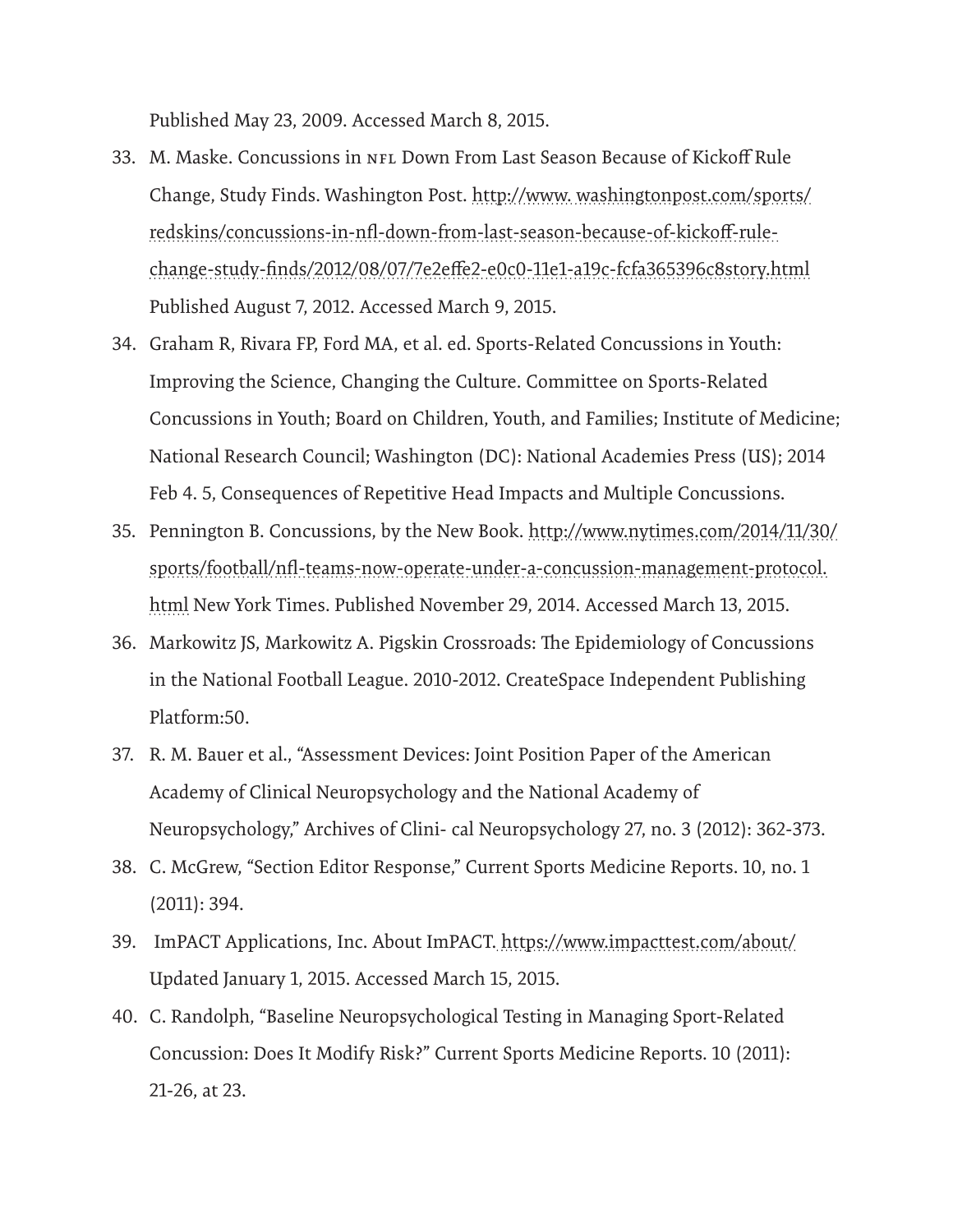Published May 23, 2009. Accessed March 8, 2015.

33. M. Maske. Concussions in NFL Down From Last Season Because of Kickoff Rule Change, Study Finds. Washington Post. http://www. washingtonpost.com/sports/redskins/concussions-in-nfl-down-from-last-season-because-of-kickoff-rule-change-study-finds/2012/08/07/7e2effe2-e0c0-11e1-a19c-fcfa365396c8story.html Published August 7, 2012. Accessed March 9, 2015.
34. Graham R, Rivara FP, Ford MA, et al. ed. Sports-Related Concussions in Youth: Improving the Science, Changing the Culture. Committee on Sports-Related Concussions in Youth; Board on Children, Youth, and Families; Institute of Medicine; National Research Council; Washington (DC): National Academies Press (US); 2014 Feb 4. 5, Consequences of Repetitive Head Impacts and Multiple Concussions.
35. Pennington B. Concussions, by the New Book. http://www.nytimes.com/2014/11/30/sports/football/nfl-teams-now-operate-under-a-concussion-management-protocol.html New York Times. Published November 29, 2014. Accessed March 13, 2015.
36. Markowitz JS, Markowitz A. Pigskin Crossroads: The Epidemiology of Concussions in the National Football League. 2010-2012. CreateSpace Independent Publishing Platform:50.
37. R. M. Bauer et al., "Assessment Devices: Joint Position Paper of the American Academy of Clinical Neuropsychology and the National Academy of Neuropsychology," Archives of Clini- cal Neuropsychology 27, no. 3 (2012): 362-373.
38. C. McGrew, "Section Editor Response," Current Sports Medicine Reports. 10, no. 1 (2011): 394.
39. ImPACT Applications, Inc. About ImPACT. https://www.impacttest.com/about/ Updated January 1, 2015. Accessed March 15, 2015.
40. C. Randolph, "Baseline Neuropsychological Testing in Managing Sport-Related Concussion: Does It Modify Risk?" Current Sports Medicine Reports. 10 (2011): 21-26, at 23.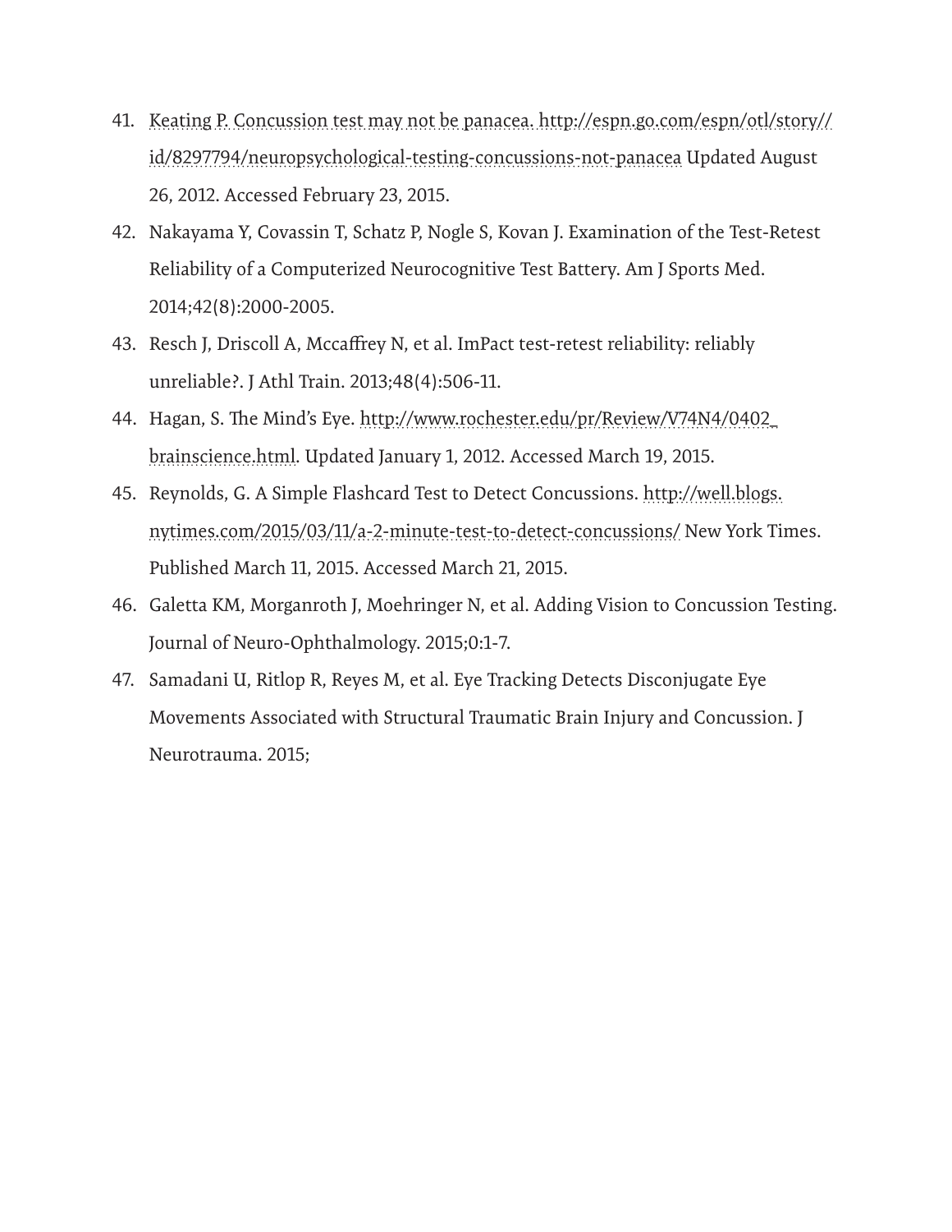41. Keating P. Concussion test may not be panacea. http://espn.go.com/espn/otl/story//id/8297794/neuropsychological-testing-concussions-not-panacea Updated August 26, 2012. Accessed February 23, 2015.
42. Nakayama Y, Covassin T, Schatz P, Nogle S, Kovan J. Examination of the Test-Retest Reliability of a Computerized Neurocognitive Test Battery. Am J Sports Med. 2014;42(8):2000-2005.
43. Resch J, Driscoll A, Mccaffrey N, et al. ImPact test-retest reliability: reliably unreliable?. J Athl Train. 2013;48(4):506-11.
44. Hagan, S. The Mind's Eye. http://www.rochester.edu/pr/Review/V74N4/0402_brainscience.html. Updated January 1, 2012. Accessed March 19, 2015.
45. Reynolds, G. A Simple Flashcard Test to Detect Concussions. http://well.blogs.nytimes.com/2015/03/11/a-2-minute-test-to-detect-concussions/ New York Times. Published March 11, 2015. Accessed March 21, 2015.
46. Galetta KM, Morganroth J, Moehringer N, et al. Adding Vision to Concussion Testing. Journal of Neuro-Ophthalmology. 2015;0:1-7.
47. Samadani U, Ritlop R, Reyes M, et al. Eye Tracking Detects Disconjugate Eye Movements Associated with Structural Traumatic Brain Injury and Concussion. J Neurotrauma. 2015;